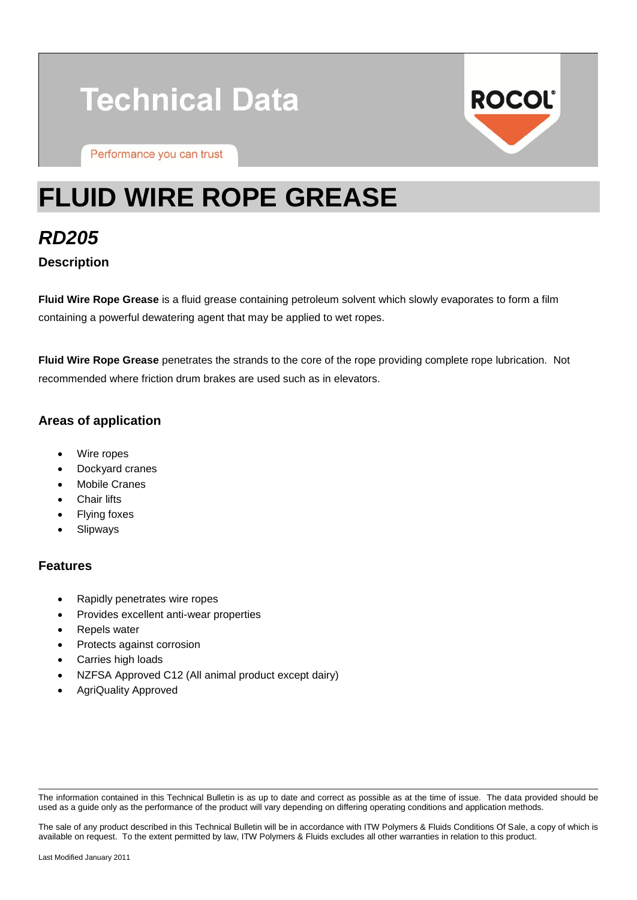Technical Data

Performance you can trust

ROCOL

# FLUID WIRE ROPE GREASE

## *RD205*

### Description

**Fluid Wire Rope Grease** is a fluid grease containing petroleum solvent which slowly evaporates to form a film containing a powerful dewatering agent that may be applied to wet ropes.

**Fluid Wire Rope Grease** penetrates the strands to the core of the rope providing complete rope lubrication. Not recommended where friction drum brakes are used such as in elevators.

### Areas of application

- Wire ropes
- Dockyard cranes
- Mobile Cranes
- Chair lifts
- Flying foxes
- Slipways

### Features

- Rapidly penetrates wire ropes
- Provides excellent anti-wear properties
- Repels water
- Protects against corrosion
- Carries high loads
- NZFSA Approved C12 (All animal product except dairy)
- AgriQuality Approved

---

The information contained in this Technical Bulletin is as up to date and correct as possible as at the time of issue. The data provided should be used as a guide only as the performance of the product will vary depending on differing operating conditions and application methods.

The sale of any product described in this Technical Bulletin will be in accordance with ITW Polymers & Fluids Conditions Of Sale, a copy of which is available on request. To the extent permitted by law, ITW Polymers & Fluids excludes all other warranties in relation to this product.

Last Modified January 2011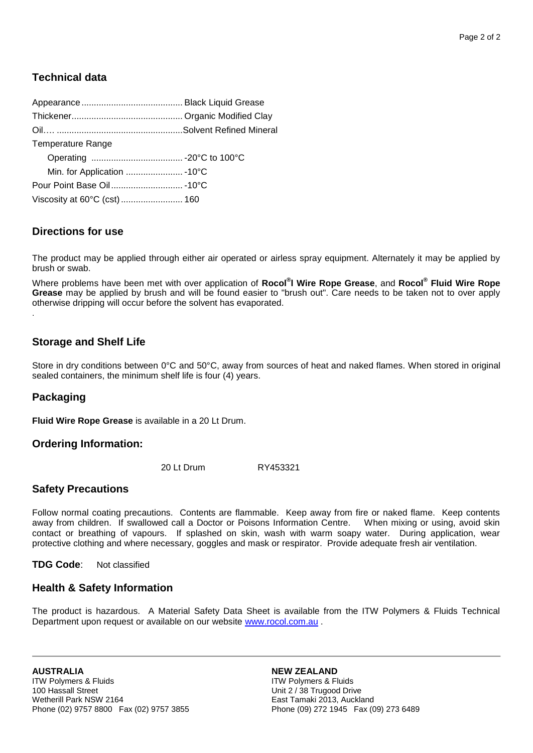## Technical data

Appearance ........................................ Black Liquid Grease
Thickener............................................ Organic Modified Clay
Oil…. ...................................................Solvent Refined Mineral
Temperature Range
    Operating ..................................... -20°C to 100°C
    Min. for Application ....................... -10°C
Pour Point Base Oil............................. -10°C
Viscosity at 60°C (cst)......................... 160

## Directions for use

The product may be applied through either air operated or airless spray equipment. Alternately it may be applied by brush or swab.

Where problems have been met with over application of **Rocol®l Wire Rope Grease**, and **Rocol® Fluid Wire Rope Grease** may be applied by brush and will be found easier to "brush out". Care needs to be taken not to over apply otherwise dripping will occur before the solvent has evaporated.

.

## Storage and Shelf Life

Store in dry conditions between 0°C and 50°C, away from sources of heat and naked flames. When stored in original sealed containers, the minimum shelf life is four (4) years.

## Packaging

**Fluid Wire Rope Grease** is available in a 20 Lt Drum.

## Ordering Information:

| | |
|---|---|
| 20 Lt Drum | RY453321 |

## Safety Precautions

Follow normal coating precautions. Contents are flammable. Keep away from fire or naked flame. Keep contents away from children. If swallowed call a Doctor or Poisons Information Centre. When mixing or using, avoid skin contact or breathing of vapours. If splashed on skin, wash with warm soapy water. During application, wear protective clothing and where necessary, goggles and mask or respirator. Provide adequate fresh air ventilation.

**TDG Code**: Not classified

## Health & Safety Information

The product is hazardous. A Material Safety Data Sheet is available from the ITW Polymers & Fluids Technical Department upon request or available on our website www.rocol.com.au .

**AUSTRALIA**
ITW Polymers & Fluids
100 Hassall Street
Wetherill Park NSW 2164
Phone (02) 9757 8800 Fax (02) 9757 3855

**NEW ZEALAND**
ITW Polymers & Fluids
Unit 2 / 38 Trugood Drive
East Tamaki 2013, Auckland
Phone (09) 272 1945 Fax (09) 273 6489